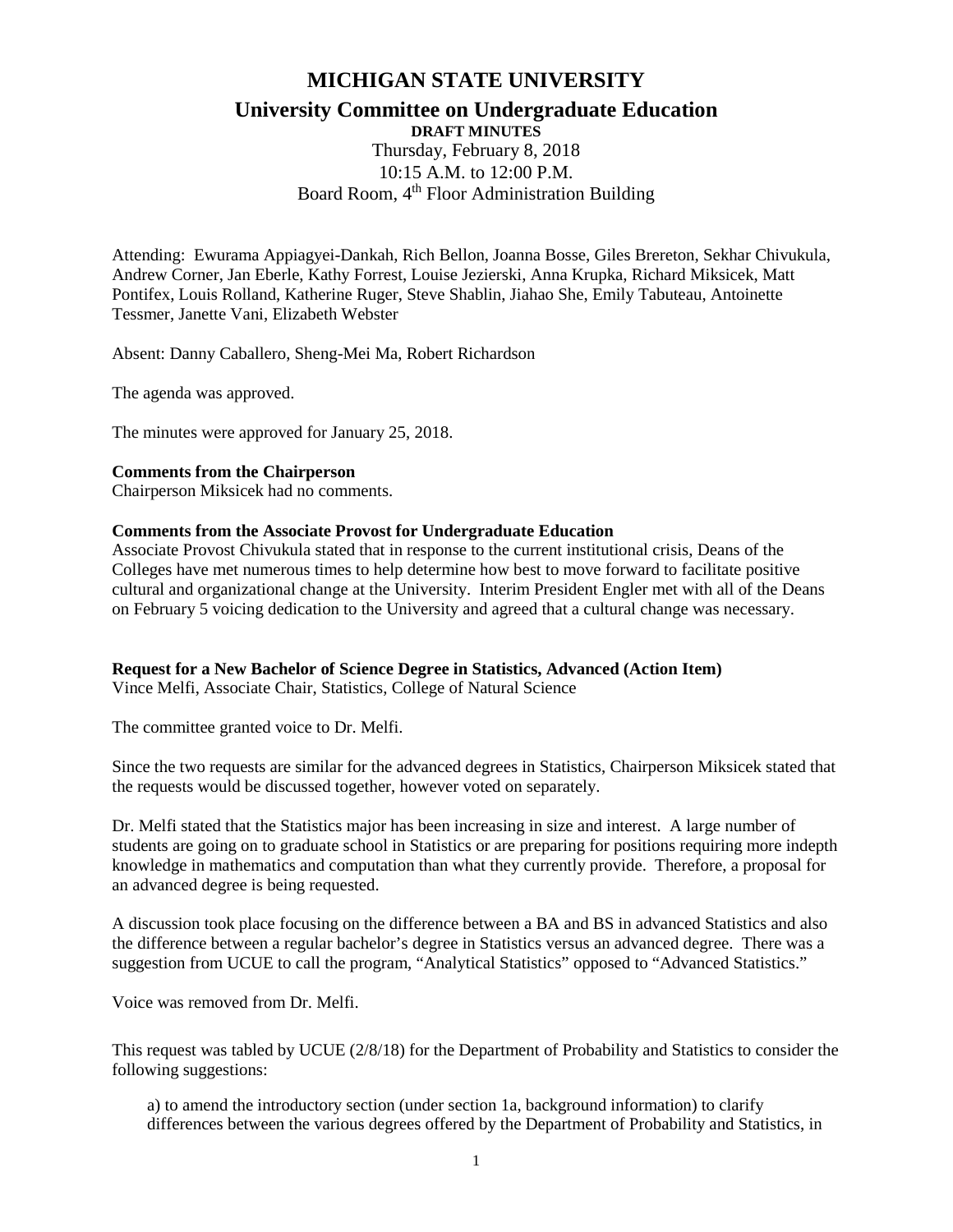# MICHIGAN STATE UNIVERSITY

## University Committee on Undergraduate Education

**DRAFT MINUTES**

Thursday, February 8, 2018
10:15 A.M. to 12:00 P.M.
Board Room, 4th Floor Administration Building

Attending: Ewurama Appiagyei-Dankah, Rich Bellon, Joanna Bosse, Giles Brereton, Sekhar Chivukula, Andrew Corner, Jan Eberle, Kathy Forrest, Louise Jezierski, Anna Krupka, Richard Miksicek, Matt Pontifex, Louis Rolland, Katherine Ruger, Steve Shablin, Jiahao She, Emily Tabuteau, Antoinette Tessmer, Janette Vani, Elizabeth Webster

Absent: Danny Caballero, Sheng-Mei Ma, Robert Richardson

The agenda was approved.

The minutes were approved for January 25, 2018.

**Comments from the Chairperson**
Chairperson Miksicek had no comments.

**Comments from the Associate Provost for Undergraduate Education**
Associate Provost Chivukula stated that in response to the current institutional crisis, Deans of the Colleges have met numerous times to help determine how best to move forward to facilitate positive cultural and organizational change at the University. Interim President Engler met with all of the Deans on February 5 voicing dedication to the University and agreed that a cultural change was necessary.

**Request for a New Bachelor of Science Degree in Statistics, Advanced (Action Item)**
Vince Melfi, Associate Chair, Statistics, College of Natural Science

The committee granted voice to Dr. Melfi.

Since the two requests are similar for the advanced degrees in Statistics, Chairperson Miksicek stated that the requests would be discussed together, however voted on separately.

Dr. Melfi stated that the Statistics major has been increasing in size and interest. A large number of students are going on to graduate school in Statistics or are preparing for positions requiring more indepth knowledge in mathematics and computation than what they currently provide. Therefore, a proposal for an advanced degree is being requested.

A discussion took place focusing on the difference between a BA and BS in advanced Statistics and also the difference between a regular bachelor's degree in Statistics versus an advanced degree. There was a suggestion from UCUE to call the program, "Analytical Statistics" opposed to "Advanced Statistics."

Voice was removed from Dr. Melfi.

This request was tabled by UCUE (2/8/18) for the Department of Probability and Statistics to consider the following suggestions:

a) to amend the introductory section (under section 1a, background information) to clarify differences between the various degrees offered by the Department of Probability and Statistics, in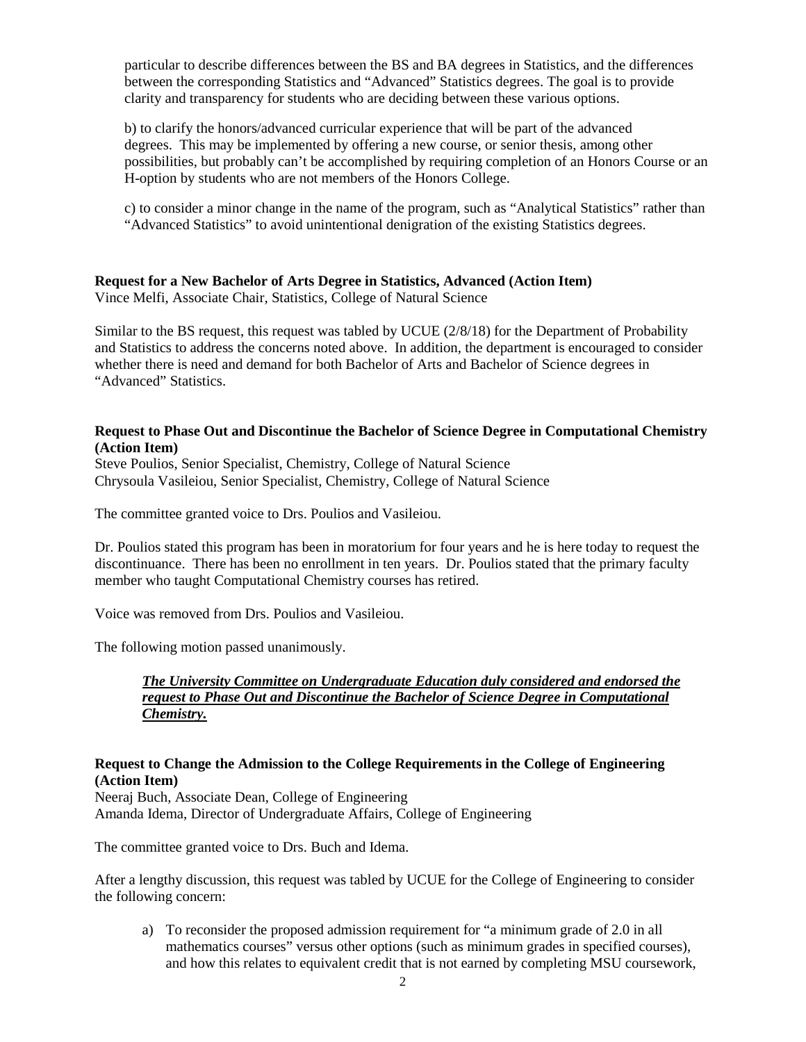particular to describe differences between the BS and BA degrees in Statistics, and the differences between the corresponding Statistics and "Advanced" Statistics degrees. The goal is to provide clarity and transparency for students who are deciding between these various options.

b) to clarify the honors/advanced curricular experience that will be part of the advanced degrees. This may be implemented by offering a new course, or senior thesis, among other possibilities, but probably can't be accomplished by requiring completion of an Honors Course or an H-option by students who are not members of the Honors College.

c) to consider a minor change in the name of the program, such as "Analytical Statistics" rather than "Advanced Statistics" to avoid unintentional denigration of the existing Statistics degrees.

**Request for a New Bachelor of Arts Degree in Statistics, Advanced (Action Item)**
Vince Melfi, Associate Chair, Statistics, College of Natural Science

Similar to the BS request, this request was tabled by UCUE (2/8/18) for the Department of Probability and Statistics to address the concerns noted above. In addition, the department is encouraged to consider whether there is need and demand for both Bachelor of Arts and Bachelor of Science degrees in "Advanced" Statistics.

**Request to Phase Out and Discontinue the Bachelor of Science Degree in Computational Chemistry (Action Item)**
Steve Poulios, Senior Specialist, Chemistry, College of Natural Science
Chrysoula Vasileiou, Senior Specialist, Chemistry, College of Natural Science

The committee granted voice to Drs. Poulios and Vasileiou.

Dr. Poulios stated this program has been in moratorium for four years and he is here today to request the discontinuance. There has been no enrollment in ten years. Dr. Poulios stated that the primary faculty member who taught Computational Chemistry courses has retired.

Voice was removed from Drs. Poulios and Vasileiou.

The following motion passed unanimously.

***The University Committee on Undergraduate Education duly considered and endorsed the request to Phase Out and Discontinue the Bachelor of Science Degree in Computational Chemistry.***

**Request to Change the Admission to the College Requirements in the College of Engineering (Action Item)**
Neeraj Buch, Associate Dean, College of Engineering
Amanda Idema, Director of Undergraduate Affairs, College of Engineering

The committee granted voice to Drs. Buch and Idema.

After a lengthy discussion, this request was tabled by UCUE for the College of Engineering to consider the following concern:

a) To reconsider the proposed admission requirement for "a minimum grade of 2.0 in all mathematics courses" versus other options (such as minimum grades in specified courses), and how this relates to equivalent credit that is not earned by completing MSU coursework,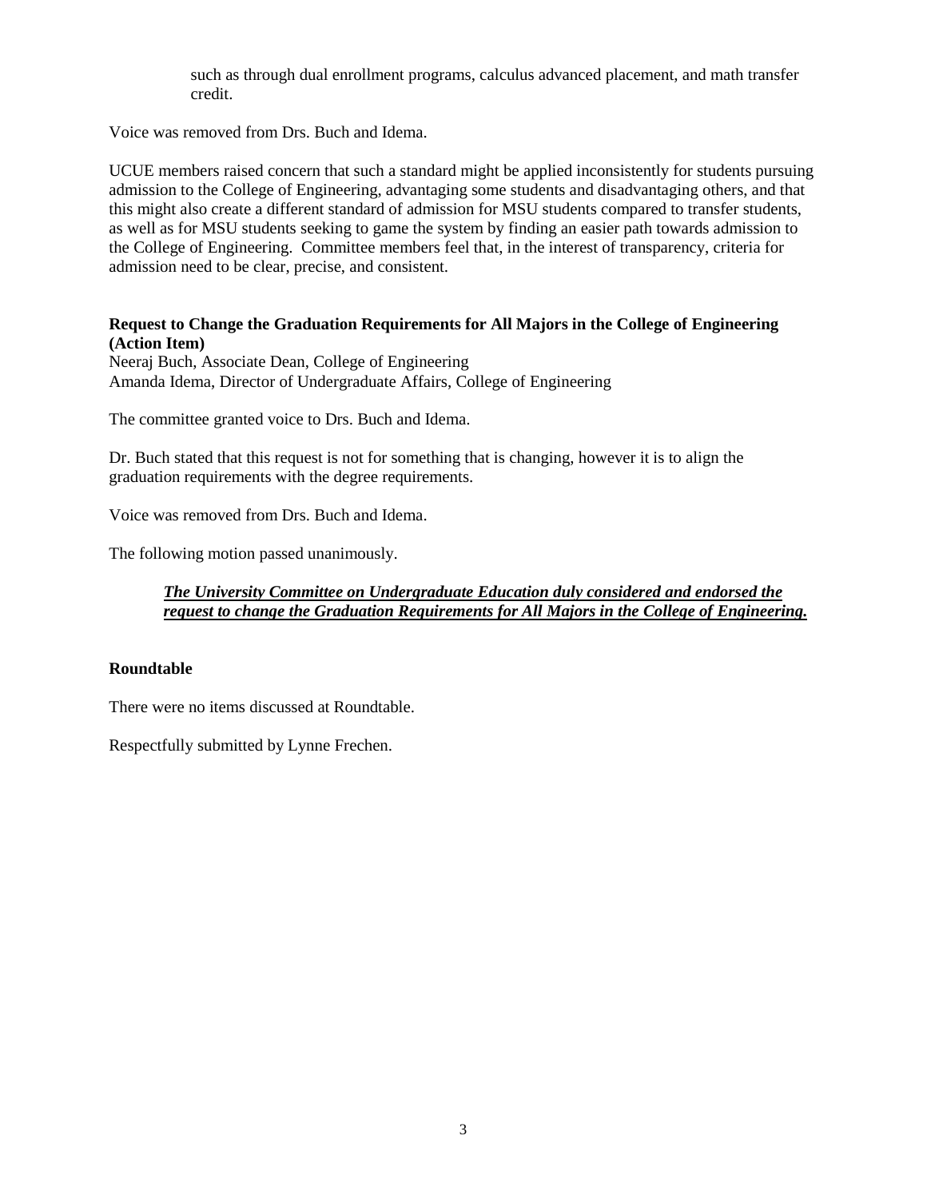such as through dual enrollment programs, calculus advanced placement, and math transfer credit.

Voice was removed from Drs. Buch and Idema.

UCUE members raised concern that such a standard might be applied inconsistently for students pursuing admission to the College of Engineering, advantaging some students and disadvantaging others, and that this might also create a different standard of admission for MSU students compared to transfer students, as well as for MSU students seeking to game the system by finding an easier path towards admission to the College of Engineering. Committee members feel that, in the interest of transparency, criteria for admission need to be clear, precise, and consistent.

**Request to Change the Graduation Requirements for All Majors in the College of Engineering (Action Item)**

Neeraj Buch, Associate Dean, College of Engineering
Amanda Idema, Director of Undergraduate Affairs, College of Engineering

The committee granted voice to Drs. Buch and Idema.

Dr. Buch stated that this request is not for something that is changing, however it is to align the graduation requirements with the degree requirements.

Voice was removed from Drs. Buch and Idema.

The following motion passed unanimously.

> ***The University Committee on Undergraduate Education duly considered and endorsed the request to change the Graduation Requirements for All Majors in the College of Engineering.***

**Roundtable**

There were no items discussed at Roundtable.

Respectfully submitted by Lynne Frechen.